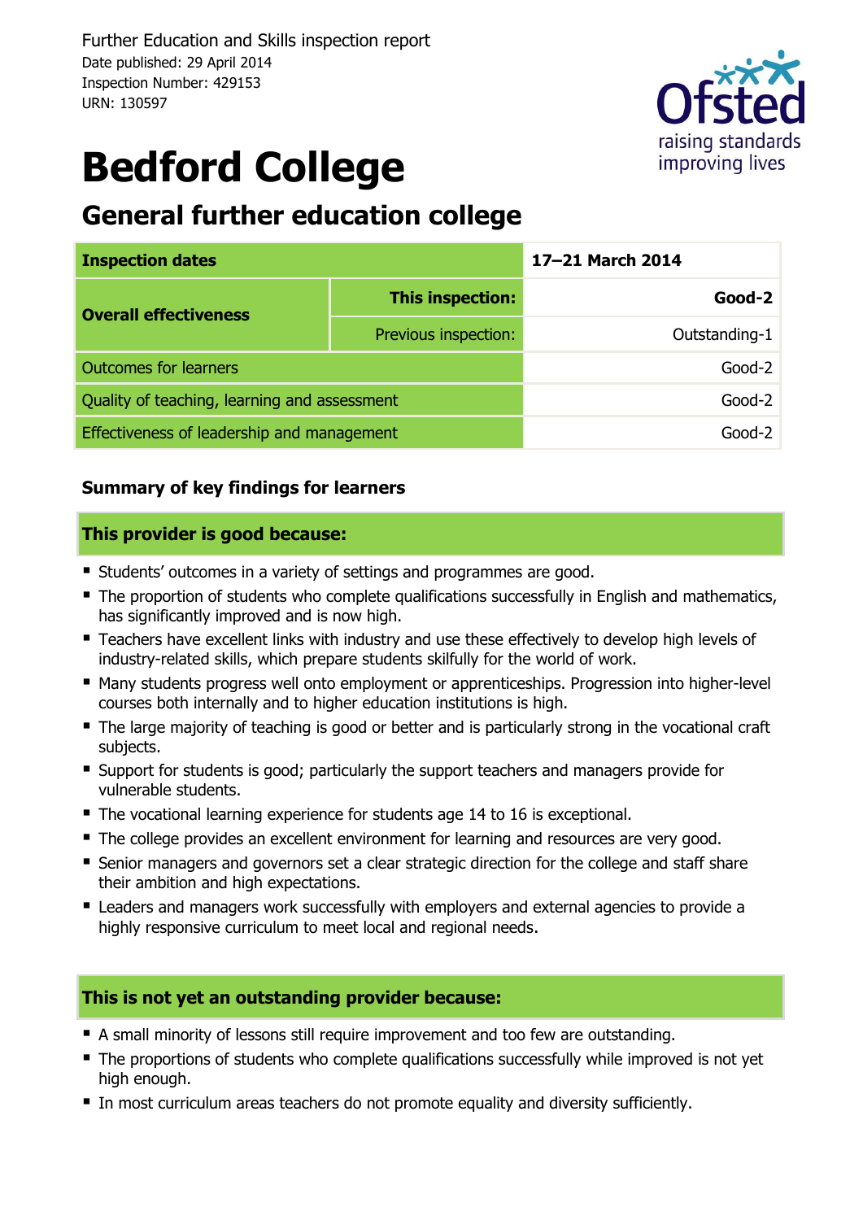Further Education and Skills inspection report
Date published: 29 April 2014
Inspection Number: 429153
URN: 130597

# Bedford College

## General further education college

| Inspection dates | | 17–21 March 2014 |
|---|---|---|
| Overall effectiveness | This inspection: | Good-2 |
| | Previous inspection: | Outstanding-1 |
| Outcomes for learners | | Good-2 |
| Quality of teaching, learning and assessment | | Good-2 |
| Effectiveness of leadership and management | | Good-2 |

### Summary of key findings for learners

#### This provider is good because:

- Students' outcomes in a variety of settings and programmes are good.
- The proportion of students who complete qualifications successfully in English and mathematics, has significantly improved and is now high.
- Teachers have excellent links with industry and use these effectively to develop high levels of industry-related skills, which prepare students skilfully for the world of work.
- Many students progress well onto employment or apprenticeships. Progression into higher-level courses both internally and to higher education institutions is high.
- The large majority of teaching is good or better and is particularly strong in the vocational craft subjects.
- Support for students is good; particularly the support teachers and managers provide for vulnerable students.
- The vocational learning experience for students age 14 to 16 is exceptional.
- The college provides an excellent environment for learning and resources are very good.
- Senior managers and governors set a clear strategic direction for the college and staff share their ambition and high expectations.
- Leaders and managers work successfully with employers and external agencies to provide a highly responsive curriculum to meet local and regional needs.

#### This is not yet an outstanding provider because:

- A small minority of lessons still require improvement and too few are outstanding.
- The proportions of students who complete qualifications successfully while improved is not yet high enough.
- In most curriculum areas teachers do not promote equality and diversity sufficiently.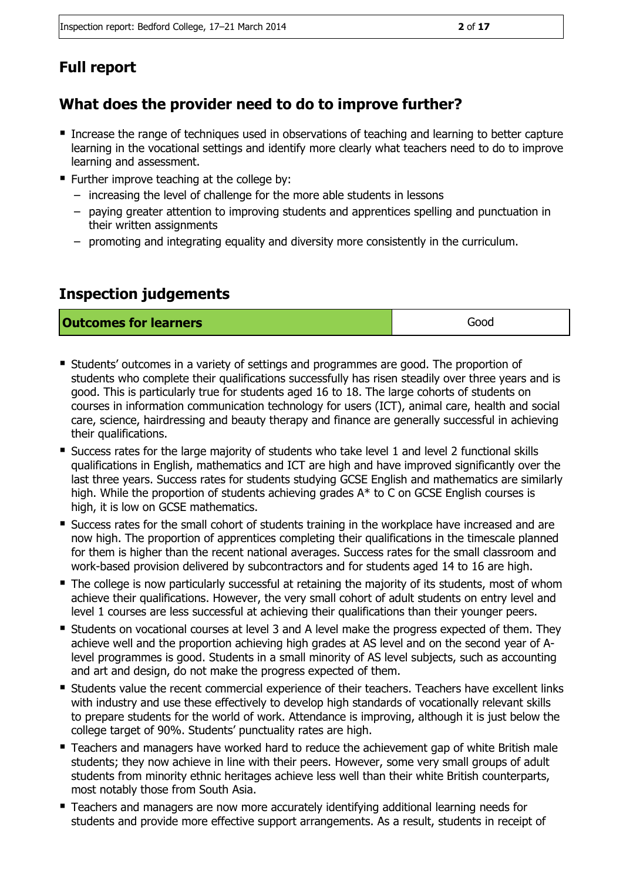## Full report

## What does the provider need to do to improve further?

- Increase the range of techniques used in observations of teaching and learning to better capture learning in the vocational settings and identify more clearly what teachers need to do to improve learning and assessment.
- Further improve teaching at the college by:
  - increasing the level of challenge for the more able students in lessons
  - paying greater attention to improving students and apprentices spelling and punctuation in their written assignments
  - promoting and integrating equality and diversity more consistently in the curriculum.

## Inspection judgements

| Outcomes for learners | Good |
|---|---|

- Students' outcomes in a variety of settings and programmes are good. The proportion of students who complete their qualifications successfully has risen steadily over three years and is good. This is particularly true for students aged 16 to 18. The large cohorts of students on courses in information communication technology for users (ICT), animal care, health and social care, science, hairdressing and beauty therapy and finance are generally successful in achieving their qualifications.
- Success rates for the large majority of students who take level 1 and level 2 functional skills qualifications in English, mathematics and ICT are high and have improved significantly over the last three years. Success rates for students studying GCSE English and mathematics are similarly high. While the proportion of students achieving grades A* to C on GCSE English courses is high, it is low on GCSE mathematics.
- Success rates for the small cohort of students training in the workplace have increased and are now high. The proportion of apprentices completing their qualifications in the timescale planned for them is higher than the recent national averages. Success rates for the small classroom and work-based provision delivered by subcontractors and for students aged 14 to 16 are high.
- The college is now particularly successful at retaining the majority of its students, most of whom achieve their qualifications. However, the very small cohort of adult students on entry level and level 1 courses are less successful at achieving their qualifications than their younger peers.
- Students on vocational courses at level 3 and A level make the progress expected of them. They achieve well and the proportion achieving high grades at AS level and on the second year of A-level programmes is good. Students in a small minority of AS level subjects, such as accounting and art and design, do not make the progress expected of them.
- Students value the recent commercial experience of their teachers. Teachers have excellent links with industry and use these effectively to develop high standards of vocationally relevant skills to prepare students for the world of work. Attendance is improving, although it is just below the college target of 90%. Students' punctuality rates are high.
- Teachers and managers have worked hard to reduce the achievement gap of white British male students; they now achieve in line with their peers. However, some very small groups of adult students from minority ethnic heritages achieve less well than their white British counterparts, most notably those from South Asia.
- Teachers and managers are now more accurately identifying additional learning needs for students and provide more effective support arrangements. As a result, students in receipt of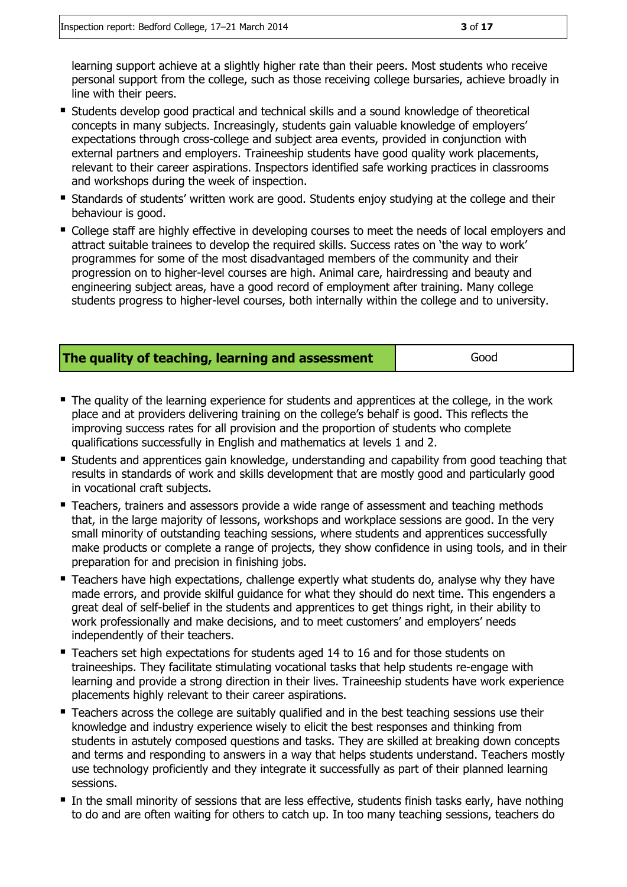learning support achieve at a slightly higher rate than their peers. Most students who receive personal support from the college, such as those receiving college bursaries, achieve broadly in line with their peers.

- Students develop good practical and technical skills and a sound knowledge of theoretical concepts in many subjects. Increasingly, students gain valuable knowledge of employers' expectations through cross-college and subject area events, provided in conjunction with external partners and employers. Traineeship students have good quality work placements, relevant to their career aspirations. Inspectors identified safe working practices in classrooms and workshops during the week of inspection.
- Standards of students' written work are good. Students enjoy studying at the college and their behaviour is good.
- College staff are highly effective in developing courses to meet the needs of local employers and attract suitable trainees to develop the required skills. Success rates on 'the way to work' programmes for some of the most disadvantaged members of the community and their progression on to higher-level courses are high. Animal care, hairdressing and beauty and engineering subject areas, have a good record of employment after training. Many college students progress to higher-level courses, both internally within the college and to university.

| **The quality of teaching, learning and assessment** | Good |
|---|---|

- The quality of the learning experience for students and apprentices at the college, in the work place and at providers delivering training on the college's behalf is good. This reflects the improving success rates for all provision and the proportion of students who complete qualifications successfully in English and mathematics at levels 1 and 2.
- Students and apprentices gain knowledge, understanding and capability from good teaching that results in standards of work and skills development that are mostly good and particularly good in vocational craft subjects.
- Teachers, trainers and assessors provide a wide range of assessment and teaching methods that, in the large majority of lessons, workshops and workplace sessions are good. In the very small minority of outstanding teaching sessions, where students and apprentices successfully make products or complete a range of projects, they show confidence in using tools, and in their preparation for and precision in finishing jobs.
- Teachers have high expectations, challenge expertly what students do, analyse why they have made errors, and provide skilful guidance for what they should do next time. This engenders a great deal of self-belief in the students and apprentices to get things right, in their ability to work professionally and make decisions, and to meet customers' and employers' needs independently of their teachers.
- Teachers set high expectations for students aged 14 to 16 and for those students on traineeships. They facilitate stimulating vocational tasks that help students re-engage with learning and provide a strong direction in their lives. Traineeship students have work experience placements highly relevant to their career aspirations.
- Teachers across the college are suitably qualified and in the best teaching sessions use their knowledge and industry experience wisely to elicit the best responses and thinking from students in astutely composed questions and tasks. They are skilled at breaking down concepts and terms and responding to answers in a way that helps students understand. Teachers mostly use technology proficiently and they integrate it successfully as part of their planned learning sessions.
- In the small minority of sessions that are less effective, students finish tasks early, have nothing to do and are often waiting for others to catch up. In too many teaching sessions, teachers do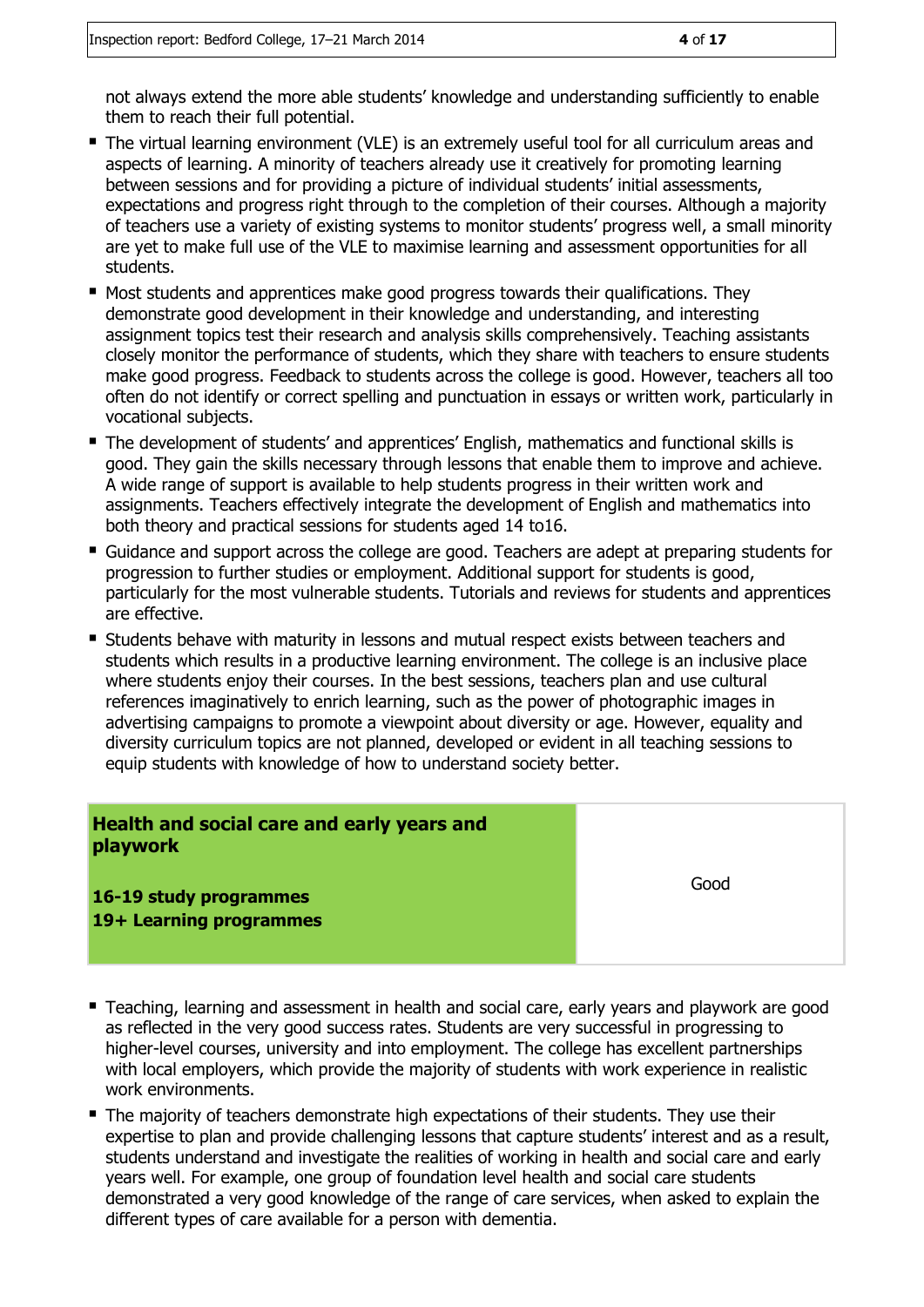not always extend the more able students' knowledge and understanding sufficiently to enable them to reach their full potential.

- The virtual learning environment (VLE) is an extremely useful tool for all curriculum areas and aspects of learning. A minority of teachers already use it creatively for promoting learning between sessions and for providing a picture of individual students' initial assessments, expectations and progress right through to the completion of their courses. Although a majority of teachers use a variety of existing systems to monitor students' progress well, a small minority are yet to make full use of the VLE to maximise learning and assessment opportunities for all students.
- Most students and apprentices make good progress towards their qualifications. They demonstrate good development in their knowledge and understanding, and interesting assignment topics test their research and analysis skills comprehensively. Teaching assistants closely monitor the performance of students, which they share with teachers to ensure students make good progress. Feedback to students across the college is good. However, teachers all too often do not identify or correct spelling and punctuation in essays or written work, particularly in vocational subjects.
- The development of students' and apprentices' English, mathematics and functional skills is good. They gain the skills necessary through lessons that enable them to improve and achieve. A wide range of support is available to help students progress in their written work and assignments. Teachers effectively integrate the development of English and mathematics into both theory and practical sessions for students aged 14 to16.
- Guidance and support across the college are good. Teachers are adept at preparing students for progression to further studies or employment. Additional support for students is good, particularly for the most vulnerable students. Tutorials and reviews for students and apprentices are effective.
- Students behave with maturity in lessons and mutual respect exists between teachers and students which results in a productive learning environment. The college is an inclusive place where students enjoy their courses. In the best sessions, teachers plan and use cultural references imaginatively to enrich learning, such as the power of photographic images in advertising campaigns to promote a viewpoint about diversity or age. However, equality and diversity curriculum topics are not planned, developed or evident in all teaching sessions to equip students with knowledge of how to understand society better.

| **Health and social care and early years and playwork**<br><br>**16-19 study programmes**<br>**19+ Learning programmes** | Good |
|---|---|

- Teaching, learning and assessment in health and social care, early years and playwork are good as reflected in the very good success rates. Students are very successful in progressing to higher-level courses, university and into employment. The college has excellent partnerships with local employers, which provide the majority of students with work experience in realistic work environments.
- The majority of teachers demonstrate high expectations of their students. They use their expertise to plan and provide challenging lessons that capture students' interest and as a result, students understand and investigate the realities of working in health and social care and early years well. For example, one group of foundation level health and social care students demonstrated a very good knowledge of the range of care services, when asked to explain the different types of care available for a person with dementia.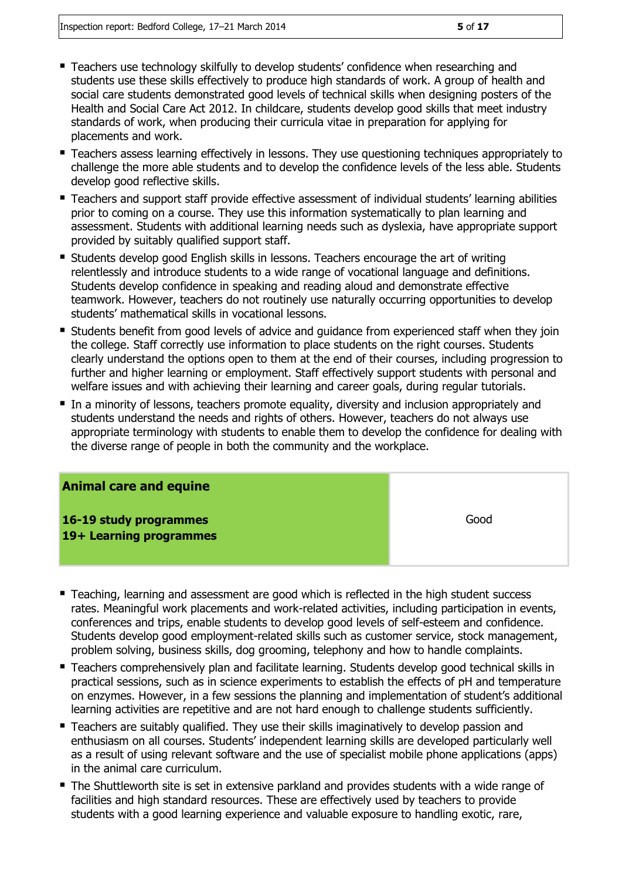- Teachers use technology skilfully to develop students' confidence when researching and students use these skills effectively to produce high standards of work. A group of health and social care students demonstrated good levels of technical skills when designing posters of the Health and Social Care Act 2012. In childcare, students develop good skills that meet industry standards of work, when producing their curricula vitae in preparation for applying for placements and work.
- Teachers assess learning effectively in lessons. They use questioning techniques appropriately to challenge the more able students and to develop the confidence levels of the less able. Students develop good reflective skills.
- Teachers and support staff provide effective assessment of individual students' learning abilities prior to coming on a course. They use this information systematically to plan learning and assessment. Students with additional learning needs such as dyslexia, have appropriate support provided by suitably qualified support staff.
- Students develop good English skills in lessons. Teachers encourage the art of writing relentlessly and introduce students to a wide range of vocational language and definitions. Students develop confidence in speaking and reading aloud and demonstrate effective teamwork. However, teachers do not routinely use naturally occurring opportunities to develop students' mathematical skills in vocational lessons.
- Students benefit from good levels of advice and guidance from experienced staff when they join the college. Staff correctly use information to place students on the right courses. Students clearly understand the options open to them at the end of their courses, including progression to further and higher learning or employment. Staff effectively support students with personal and welfare issues and with achieving their learning and career goals, during regular tutorials.
- In a minority of lessons, teachers promote equality, diversity and inclusion appropriately and students understand the needs and rights of others. However, teachers do not always use appropriate terminology with students to enable them to develop the confidence for dealing with the diverse range of people in both the community and the workplace.

| | |
|---|---|
| **Animal care and equine**<br><br>**16-19 study programmes**<br>**19+ Learning programmes** | Good |

- Teaching, learning and assessment are good which is reflected in the high student success rates. Meaningful work placements and work-related activities, including participation in events, conferences and trips, enable students to develop good levels of self-esteem and confidence. Students develop good employment-related skills such as customer service, stock management, problem solving, business skills, dog grooming, telephony and how to handle complaints.
- Teachers comprehensively plan and facilitate learning. Students develop good technical skills in practical sessions, such as in science experiments to establish the effects of pH and temperature on enzymes. However, in a few sessions the planning and implementation of student's additional learning activities are repetitive and are not hard enough to challenge students sufficiently.
- Teachers are suitably qualified. They use their skills imaginatively to develop passion and enthusiasm on all courses. Students' independent learning skills are developed particularly well as a result of using relevant software and the use of specialist mobile phone applications (apps) in the animal care curriculum.
- The Shuttleworth site is set in extensive parkland and provides students with a wide range of facilities and high standard resources. These are effectively used by teachers to provide students with a good learning experience and valuable exposure to handling exotic, rare,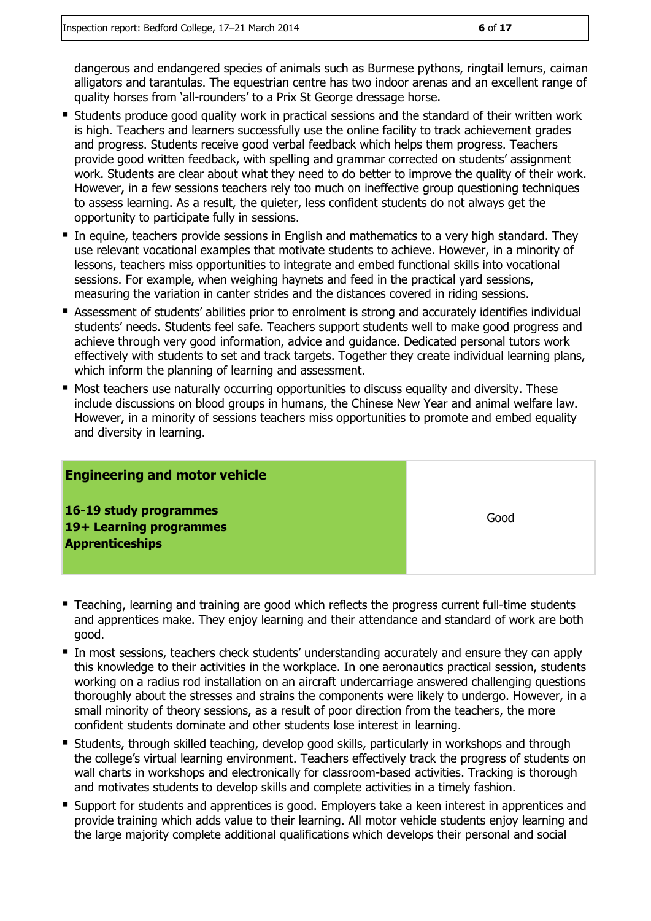dangerous and endangered species of animals such as Burmese pythons, ringtail lemurs, caiman alligators and tarantulas. The equestrian centre has two indoor arenas and an excellent range of quality horses from 'all-rounders' to a Prix St George dressage horse.

- Students produce good quality work in practical sessions and the standard of their written work is high. Teachers and learners successfully use the online facility to track achievement grades and progress. Students receive good verbal feedback which helps them progress. Teachers provide good written feedback, with spelling and grammar corrected on students' assignment work. Students are clear about what they need to do better to improve the quality of their work. However, in a few sessions teachers rely too much on ineffective group questioning techniques to assess learning. As a result, the quieter, less confident students do not always get the opportunity to participate fully in sessions.
- In equine, teachers provide sessions in English and mathematics to a very high standard. They use relevant vocational examples that motivate students to achieve. However, in a minority of lessons, teachers miss opportunities to integrate and embed functional skills into vocational sessions. For example, when weighing haynets and feed in the practical yard sessions, measuring the variation in canter strides and the distances covered in riding sessions.
- Assessment of students' abilities prior to enrolment is strong and accurately identifies individual students' needs. Students feel safe. Teachers support students well to make good progress and achieve through very good information, advice and guidance. Dedicated personal tutors work effectively with students to set and track targets. Together they create individual learning plans, which inform the planning of learning and assessment.
- Most teachers use naturally occurring opportunities to discuss equality and diversity. These include discussions on blood groups in humans, the Chinese New Year and animal welfare law. However, in a minority of sessions teachers miss opportunities to promote and embed equality and diversity in learning.

| | |
|---|---|
| **Engineering and motor vehicle**<br><br>**16-19 study programmes**<br>**19+ Learning programmes**<br>**Apprenticeships** | Good |

- Teaching, learning and training are good which reflects the progress current full-time students and apprentices make. They enjoy learning and their attendance and standard of work are both good.
- In most sessions, teachers check students' understanding accurately and ensure they can apply this knowledge to their activities in the workplace. In one aeronautics practical session, students working on a radius rod installation on an aircraft undercarriage answered challenging questions thoroughly about the stresses and strains the components were likely to undergo. However, in a small minority of theory sessions, as a result of poor direction from the teachers, the more confident students dominate and other students lose interest in learning.
- Students, through skilled teaching, develop good skills, particularly in workshops and through the college's virtual learning environment. Teachers effectively track the progress of students on wall charts in workshops and electronically for classroom-based activities. Tracking is thorough and motivates students to develop skills and complete activities in a timely fashion.
- Support for students and apprentices is good. Employers take a keen interest in apprentices and provide training which adds value to their learning. All motor vehicle students enjoy learning and the large majority complete additional qualifications which develops their personal and social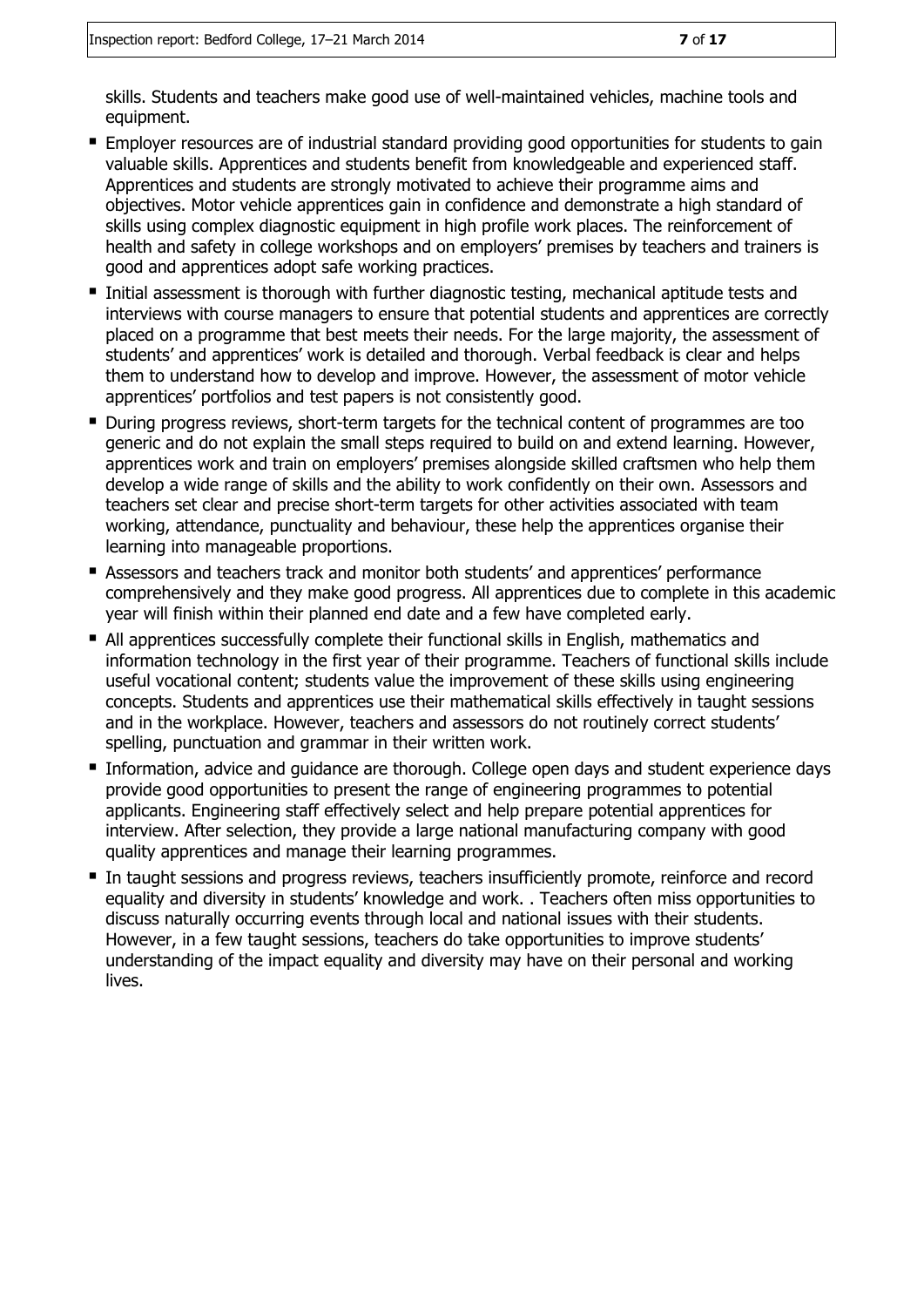skills. Students and teachers make good use of well-maintained vehicles, machine tools and equipment.

- Employer resources are of industrial standard providing good opportunities for students to gain valuable skills. Apprentices and students benefit from knowledgeable and experienced staff. Apprentices and students are strongly motivated to achieve their programme aims and objectives. Motor vehicle apprentices gain in confidence and demonstrate a high standard of skills using complex diagnostic equipment in high profile work places. The reinforcement of health and safety in college workshops and on employers' premises by teachers and trainers is good and apprentices adopt safe working practices.
- Initial assessment is thorough with further diagnostic testing, mechanical aptitude tests and interviews with course managers to ensure that potential students and apprentices are correctly placed on a programme that best meets their needs. For the large majority, the assessment of students' and apprentices' work is detailed and thorough. Verbal feedback is clear and helps them to understand how to develop and improve. However, the assessment of motor vehicle apprentices' portfolios and test papers is not consistently good.
- During progress reviews, short-term targets for the technical content of programmes are too generic and do not explain the small steps required to build on and extend learning. However, apprentices work and train on employers' premises alongside skilled craftsmen who help them develop a wide range of skills and the ability to work confidently on their own. Assessors and teachers set clear and precise short-term targets for other activities associated with team working, attendance, punctuality and behaviour, these help the apprentices organise their learning into manageable proportions.
- Assessors and teachers track and monitor both students' and apprentices' performance comprehensively and they make good progress. All apprentices due to complete in this academic year will finish within their planned end date and a few have completed early.
- All apprentices successfully complete their functional skills in English, mathematics and information technology in the first year of their programme. Teachers of functional skills include useful vocational content; students value the improvement of these skills using engineering concepts. Students and apprentices use their mathematical skills effectively in taught sessions and in the workplace. However, teachers and assessors do not routinely correct students' spelling, punctuation and grammar in their written work.
- Information, advice and guidance are thorough. College open days and student experience days provide good opportunities to present the range of engineering programmes to potential applicants. Engineering staff effectively select and help prepare potential apprentices for interview. After selection, they provide a large national manufacturing company with good quality apprentices and manage their learning programmes.
- In taught sessions and progress reviews, teachers insufficiently promote, reinforce and record equality and diversity in students' knowledge and work. . Teachers often miss opportunities to discuss naturally occurring events through local and national issues with their students. However, in a few taught sessions, teachers do take opportunities to improve students' understanding of the impact equality and diversity may have on their personal and working lives.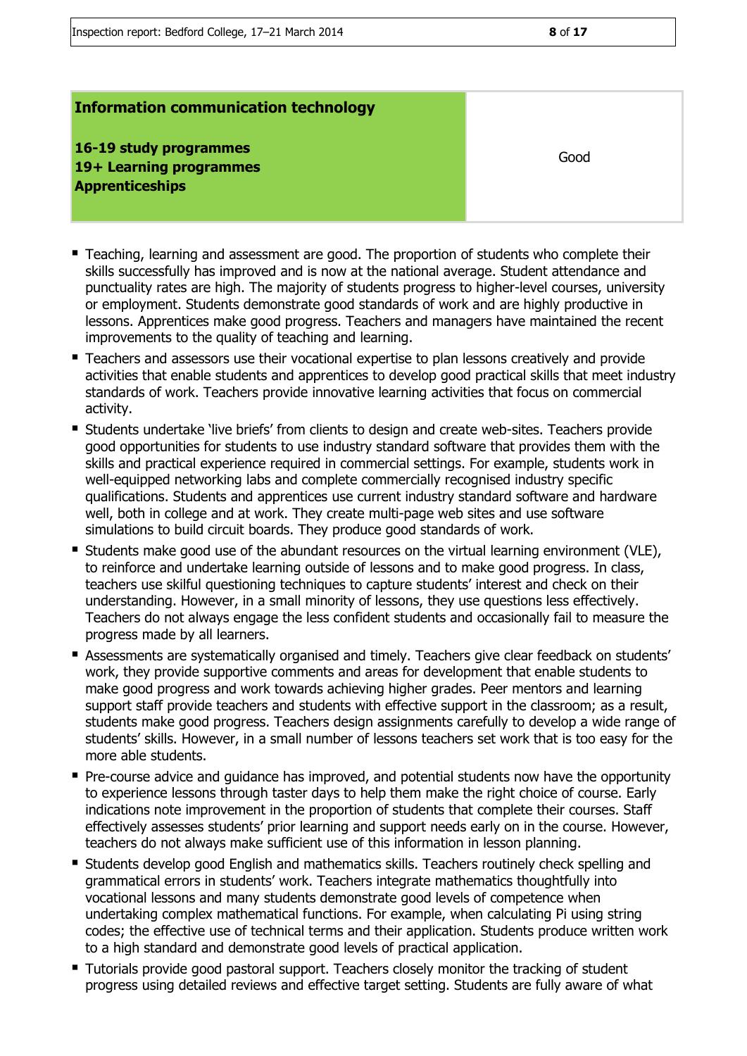| Information communication technology<br><br>16-19 study programmes<br>19+ Learning programmes<br>Apprenticeships | Good |
| --- | --- |

- Teaching, learning and assessment are good. The proportion of students who complete their skills successfully has improved and is now at the national average. Student attendance and punctuality rates are high. The majority of students progress to higher-level courses, university or employment. Students demonstrate good standards of work and are highly productive in lessons. Apprentices make good progress. Teachers and managers have maintained the recent improvements to the quality of teaching and learning.
- Teachers and assessors use their vocational expertise to plan lessons creatively and provide activities that enable students and apprentices to develop good practical skills that meet industry standards of work. Teachers provide innovative learning activities that focus on commercial activity.
- Students undertake 'live briefs' from clients to design and create web-sites. Teachers provide good opportunities for students to use industry standard software that provides them with the skills and practical experience required in commercial settings. For example, students work in well-equipped networking labs and complete commercially recognised industry specific qualifications. Students and apprentices use current industry standard software and hardware well, both in college and at work. They create multi-page web sites and use software simulations to build circuit boards. They produce good standards of work.
- Students make good use of the abundant resources on the virtual learning environment (VLE), to reinforce and undertake learning outside of lessons and to make good progress. In class, teachers use skilful questioning techniques to capture students' interest and check on their understanding. However, in a small minority of lessons, they use questions less effectively. Teachers do not always engage the less confident students and occasionally fail to measure the progress made by all learners.
- Assessments are systematically organised and timely. Teachers give clear feedback on students' work, they provide supportive comments and areas for development that enable students to make good progress and work towards achieving higher grades. Peer mentors and learning support staff provide teachers and students with effective support in the classroom; as a result, students make good progress. Teachers design assignments carefully to develop a wide range of students' skills. However, in a small number of lessons teachers set work that is too easy for the more able students.
- Pre-course advice and guidance has improved, and potential students now have the opportunity to experience lessons through taster days to help them make the right choice of course. Early indications note improvement in the proportion of students that complete their courses. Staff effectively assesses students' prior learning and support needs early on in the course. However, teachers do not always make sufficient use of this information in lesson planning.
- Students develop good English and mathematics skills. Teachers routinely check spelling and grammatical errors in students' work. Teachers integrate mathematics thoughtfully into vocational lessons and many students demonstrate good levels of competence when undertaking complex mathematical functions. For example, when calculating Pi using string codes; the effective use of technical terms and their application. Students produce written work to a high standard and demonstrate good levels of practical application.
- Tutorials provide good pastoral support. Teachers closely monitor the tracking of student progress using detailed reviews and effective target setting. Students are fully aware of what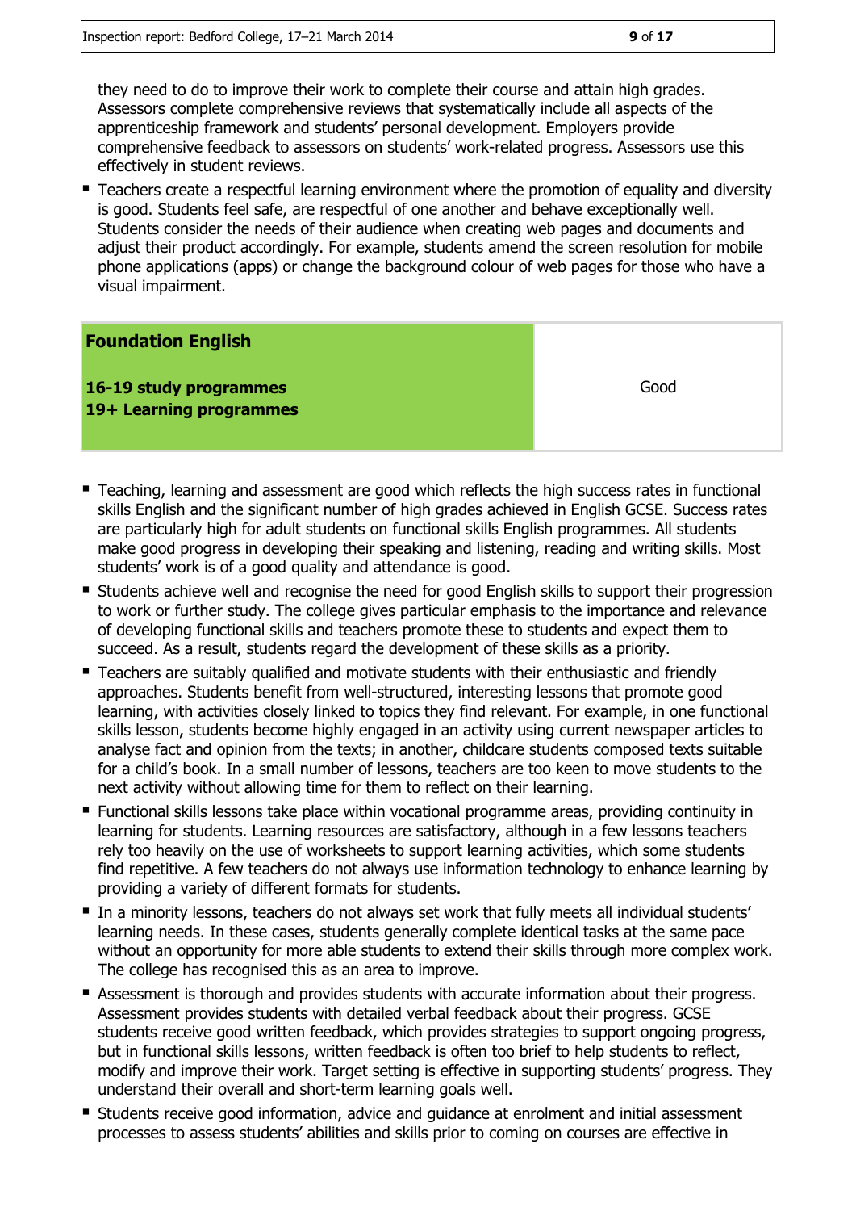they need to do to improve their work to complete their course and attain high grades. Assessors complete comprehensive reviews that systematically include all aspects of the apprenticeship framework and students' personal development. Employers provide comprehensive feedback to assessors on students' work-related progress. Assessors use this effectively in student reviews.

- Teachers create a respectful learning environment where the promotion of equality and diversity is good. Students feel safe, are respectful of one another and behave exceptionally well. Students consider the needs of their audience when creating web pages and documents and adjust their product accordingly. For example, students amend the screen resolution for mobile phone applications (apps) or change the background colour of web pages for those who have a visual impairment.

| | |
|---|---|
| **Foundation English**<br><br>**16-19 study programmes**<br>**19+ Learning programmes** | Good |

- Teaching, learning and assessment are good which reflects the high success rates in functional skills English and the significant number of high grades achieved in English GCSE. Success rates are particularly high for adult students on functional skills English programmes. All students make good progress in developing their speaking and listening, reading and writing skills. Most students' work is of a good quality and attendance is good.
- Students achieve well and recognise the need for good English skills to support their progression to work or further study. The college gives particular emphasis to the importance and relevance of developing functional skills and teachers promote these to students and expect them to succeed. As a result, students regard the development of these skills as a priority.
- Teachers are suitably qualified and motivate students with their enthusiastic and friendly approaches. Students benefit from well-structured, interesting lessons that promote good learning, with activities closely linked to topics they find relevant. For example, in one functional skills lesson, students become highly engaged in an activity using current newspaper articles to analyse fact and opinion from the texts; in another, childcare students composed texts suitable for a child's book. In a small number of lessons, teachers are too keen to move students to the next activity without allowing time for them to reflect on their learning.
- Functional skills lessons take place within vocational programme areas, providing continuity in learning for students. Learning resources are satisfactory, although in a few lessons teachers rely too heavily on the use of worksheets to support learning activities, which some students find repetitive. A few teachers do not always use information technology to enhance learning by providing a variety of different formats for students.
- In a minority lessons, teachers do not always set work that fully meets all individual students' learning needs. In these cases, students generally complete identical tasks at the same pace without an opportunity for more able students to extend their skills through more complex work. The college has recognised this as an area to improve.
- Assessment is thorough and provides students with accurate information about their progress. Assessment provides students with detailed verbal feedback about their progress. GCSE students receive good written feedback, which provides strategies to support ongoing progress, but in functional skills lessons, written feedback is often too brief to help students to reflect, modify and improve their work. Target setting is effective in supporting students' progress. They understand their overall and short-term learning goals well.
- Students receive good information, advice and guidance at enrolment and initial assessment processes to assess students' abilities and skills prior to coming on courses are effective in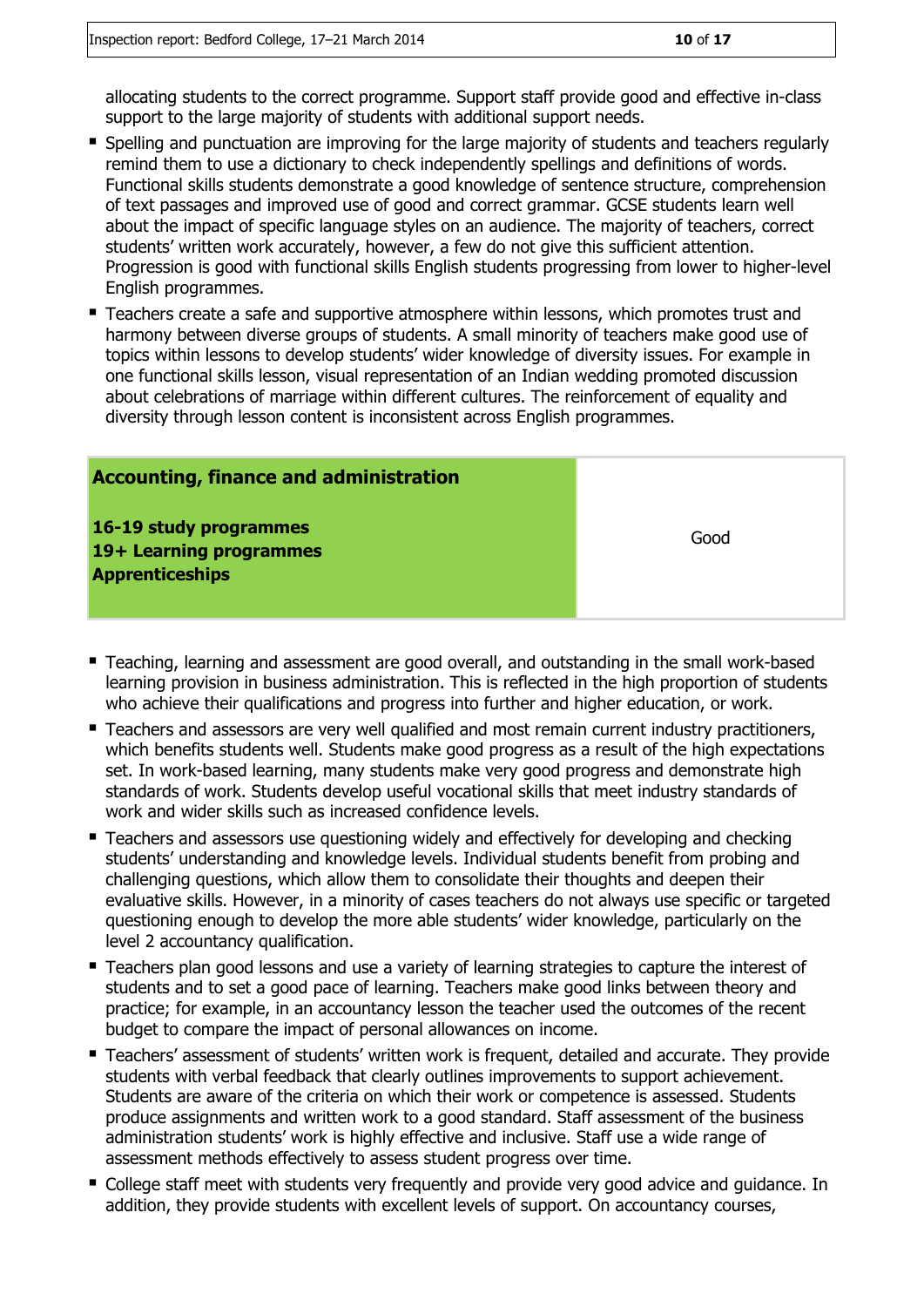allocating students to the correct programme. Support staff provide good and effective in-class support to the large majority of students with additional support needs.

- Spelling and punctuation are improving for the large majority of students and teachers regularly remind them to use a dictionary to check independently spellings and definitions of words. Functional skills students demonstrate a good knowledge of sentence structure, comprehension of text passages and improved use of good and correct grammar. GCSE students learn well about the impact of specific language styles on an audience. The majority of teachers, correct students' written work accurately, however, a few do not give this sufficient attention. Progression is good with functional skills English students progressing from lower to higher-level English programmes.
- Teachers create a safe and supportive atmosphere within lessons, which promotes trust and harmony between diverse groups of students. A small minority of teachers make good use of topics within lessons to develop students' wider knowledge of diversity issues. For example in one functional skills lesson, visual representation of an Indian wedding promoted discussion about celebrations of marriage within different cultures. The reinforcement of equality and diversity through lesson content is inconsistent across English programmes.

| | |
|---|---|
| **Accounting, finance and administration**<br><br>**16-19 study programmes**<br>**19+ Learning programmes**<br>**Apprenticeships** | Good |

- Teaching, learning and assessment are good overall, and outstanding in the small work-based learning provision in business administration. This is reflected in the high proportion of students who achieve their qualifications and progress into further and higher education, or work.
- Teachers and assessors are very well qualified and most remain current industry practitioners, which benefits students well. Students make good progress as a result of the high expectations set. In work-based learning, many students make very good progress and demonstrate high standards of work. Students develop useful vocational skills that meet industry standards of work and wider skills such as increased confidence levels.
- Teachers and assessors use questioning widely and effectively for developing and checking students' understanding and knowledge levels. Individual students benefit from probing and challenging questions, which allow them to consolidate their thoughts and deepen their evaluative skills. However, in a minority of cases teachers do not always use specific or targeted questioning enough to develop the more able students' wider knowledge, particularly on the level 2 accountancy qualification.
- Teachers plan good lessons and use a variety of learning strategies to capture the interest of students and to set a good pace of learning. Teachers make good links between theory and practice; for example, in an accountancy lesson the teacher used the outcomes of the recent budget to compare the impact of personal allowances on income.
- Teachers' assessment of students' written work is frequent, detailed and accurate. They provide students with verbal feedback that clearly outlines improvements to support achievement. Students are aware of the criteria on which their work or competence is assessed. Students produce assignments and written work to a good standard. Staff assessment of the business administration students' work is highly effective and inclusive. Staff use a wide range of assessment methods effectively to assess student progress over time.
- College staff meet with students very frequently and provide very good advice and guidance. In addition, they provide students with excellent levels of support. On accountancy courses,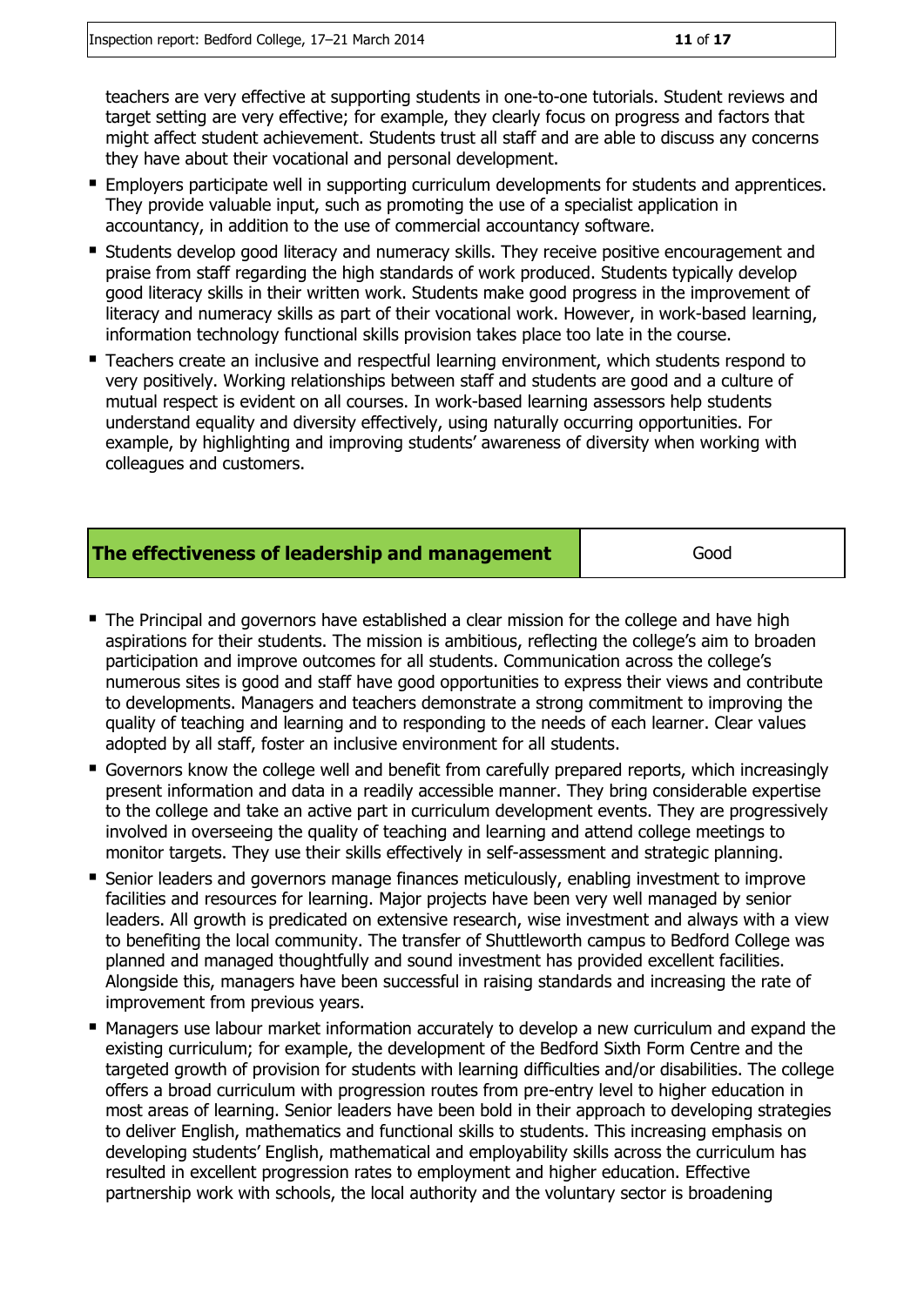teachers are very effective at supporting students in one-to-one tutorials. Student reviews and target setting are very effective; for example, they clearly focus on progress and factors that might affect student achievement. Students trust all staff and are able to discuss any concerns they have about their vocational and personal development.

- Employers participate well in supporting curriculum developments for students and apprentices. They provide valuable input, such as promoting the use of a specialist application in accountancy, in addition to the use of commercial accountancy software.
- Students develop good literacy and numeracy skills. They receive positive encouragement and praise from staff regarding the high standards of work produced. Students typically develop good literacy skills in their written work. Students make good progress in the improvement of literacy and numeracy skills as part of their vocational work. However, in work-based learning, information technology functional skills provision takes place too late in the course.
- Teachers create an inclusive and respectful learning environment, which students respond to very positively. Working relationships between staff and students are good and a culture of mutual respect is evident on all courses. In work-based learning assessors help students understand equality and diversity effectively, using naturally occurring opportunities. For example, by highlighting and improving students' awareness of diversity when working with colleagues and customers.

| **The effectiveness of leadership and management** | Good |
|---|---|

- The Principal and governors have established a clear mission for the college and have high aspirations for their students. The mission is ambitious, reflecting the college's aim to broaden participation and improve outcomes for all students. Communication across the college's numerous sites is good and staff have good opportunities to express their views and contribute to developments. Managers and teachers demonstrate a strong commitment to improving the quality of teaching and learning and to responding to the needs of each learner. Clear values adopted by all staff, foster an inclusive environment for all students.
- Governors know the college well and benefit from carefully prepared reports, which increasingly present information and data in a readily accessible manner. They bring considerable expertise to the college and take an active part in curriculum development events. They are progressively involved in overseeing the quality of teaching and learning and attend college meetings to monitor targets. They use their skills effectively in self-assessment and strategic planning.
- Senior leaders and governors manage finances meticulously, enabling investment to improve facilities and resources for learning. Major projects have been very well managed by senior leaders. All growth is predicated on extensive research, wise investment and always with a view to benefiting the local community. The transfer of Shuttleworth campus to Bedford College was planned and managed thoughtfully and sound investment has provided excellent facilities. Alongside this, managers have been successful in raising standards and increasing the rate of improvement from previous years.
- Managers use labour market information accurately to develop a new curriculum and expand the existing curriculum; for example, the development of the Bedford Sixth Form Centre and the targeted growth of provision for students with learning difficulties and/or disabilities. The college offers a broad curriculum with progression routes from pre-entry level to higher education in most areas of learning. Senior leaders have been bold in their approach to developing strategies to deliver English, mathematics and functional skills to students. This increasing emphasis on developing students' English, mathematical and employability skills across the curriculum has resulted in excellent progression rates to employment and higher education. Effective partnership work with schools, the local authority and the voluntary sector is broadening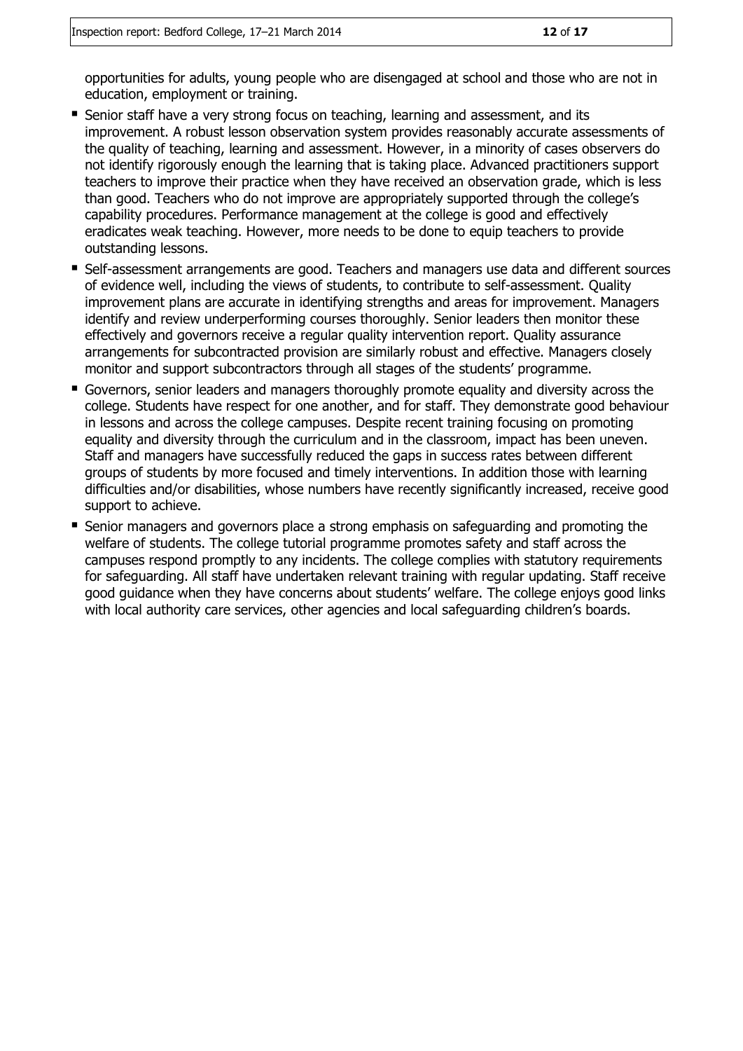opportunities for adults, young people who are disengaged at school and those who are not in education, employment or training.

- Senior staff have a very strong focus on teaching, learning and assessment, and its improvement. A robust lesson observation system provides reasonably accurate assessments of the quality of teaching, learning and assessment. However, in a minority of cases observers do not identify rigorously enough the learning that is taking place. Advanced practitioners support teachers to improve their practice when they have received an observation grade, which is less than good. Teachers who do not improve are appropriately supported through the college's capability procedures. Performance management at the college is good and effectively eradicates weak teaching. However, more needs to be done to equip teachers to provide outstanding lessons.
- Self-assessment arrangements are good. Teachers and managers use data and different sources of evidence well, including the views of students, to contribute to self-assessment. Quality improvement plans are accurate in identifying strengths and areas for improvement. Managers identify and review underperforming courses thoroughly. Senior leaders then monitor these effectively and governors receive a regular quality intervention report. Quality assurance arrangements for subcontracted provision are similarly robust and effective. Managers closely monitor and support subcontractors through all stages of the students' programme.
- Governors, senior leaders and managers thoroughly promote equality and diversity across the college. Students have respect for one another, and for staff. They demonstrate good behaviour in lessons and across the college campuses. Despite recent training focusing on promoting equality and diversity through the curriculum and in the classroom, impact has been uneven. Staff and managers have successfully reduced the gaps in success rates between different groups of students by more focused and timely interventions. In addition those with learning difficulties and/or disabilities, whose numbers have recently significantly increased, receive good support to achieve.
- Senior managers and governors place a strong emphasis on safeguarding and promoting the welfare of students. The college tutorial programme promotes safety and staff across the campuses respond promptly to any incidents. The college complies with statutory requirements for safeguarding. All staff have undertaken relevant training with regular updating. Staff receive good guidance when they have concerns about students' welfare. The college enjoys good links with local authority care services, other agencies and local safeguarding children's boards.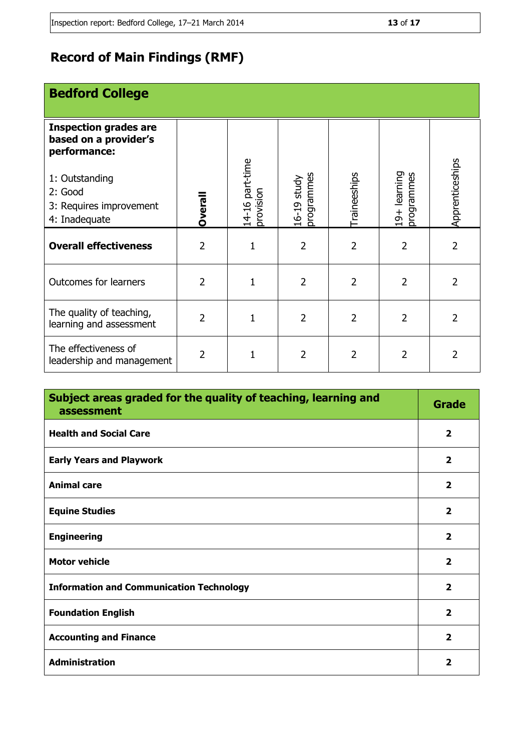# Record of Main Findings (RMF)

## Bedford College

| **Inspection grades are based on a provider's performance:**<br><br>1: Outstanding<br>2: Good<br>3: Requires improvement<br>4: Inadequate | **Overall** | 14-16 part-time provision | 16-19 study programmes | Traineeships | 19+ learning programmes | Apprenticeships |
|---|---|---|---|---|---|---|
| **Overall effectiveness** | 2 | 1 | 2 | 2 | 2 | 2 |
| Outcomes for learners | 2 | 1 | 2 | 2 | 2 | 2 |
| The quality of teaching, learning and assessment | 2 | 1 | 2 | 2 | 2 | 2 |
| The effectiveness of leadership and management | 2 | 1 | 2 | 2 | 2 | 2 |

| **Subject areas graded for the quality of teaching, learning and assessment** | **Grade** |
|---|---|
| **Health and Social Care** | **2** |
| **Early Years and Playwork** | **2** |
| **Animal care** | **2** |
| **Equine Studies** | **2** |
| **Engineering** | **2** |
| **Motor vehicle** | **2** |
| **Information and Communication Technology** | **2** |
| **Foundation English** | **2** |
| **Accounting and Finance** | **2** |
| **Administration** | **2** |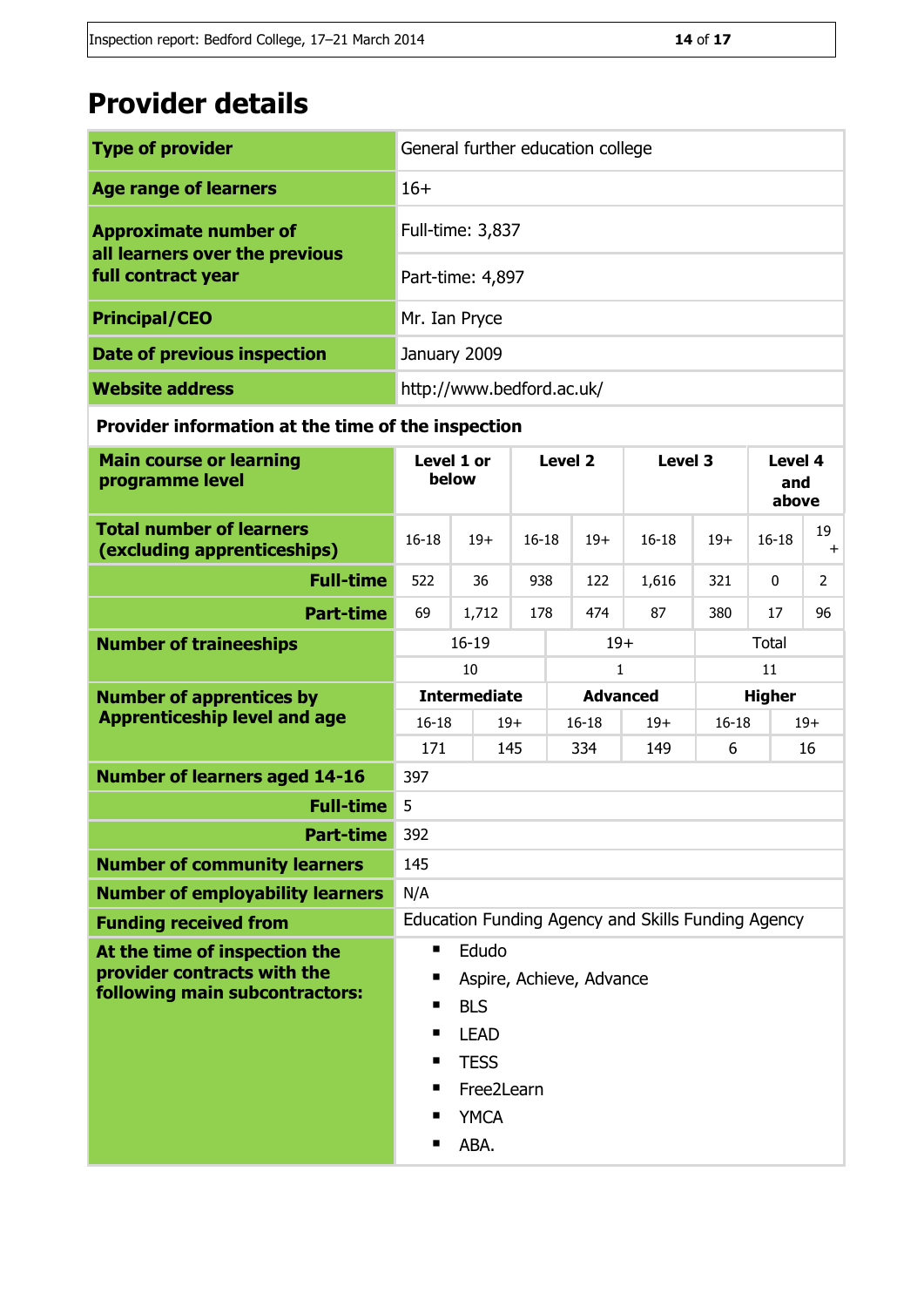# Provider details

| | |
|---|---|
| **Type of provider** | General further education college |
| **Age range of learners** | 16+ |
| **Approximate number of all learners over the previous full contract year** | Full-time: 3,837 |
| | Part-time: 4,897 |
| **Principal/CEO** | Mr. Ian Pryce |
| **Date of previous inspection** | January 2009 |
| **Website address** | http://www.bedford.ac.uk/ |

**Provider information at the time of the inspection**

| **Main course or learning programme level** | **Level 1 or below** | | **Level 2** | | **Level 3** | | **Level 4 and above** | |
|---|---|---|---|---|---|---|---|---|
| **Total number of learners (excluding apprenticeships)** | 16-18 | 19+ | 16-18 | 19+ | 16-18 | 19+ | 16-18 | 19+ |
| **Full-time** | 522 | 36 | 938 | 122 | 1,616 | 321 | 0 | 2 |
| **Part-time** | 69 | 1,712 | 178 | 474 | 87 | 380 | 17 | 96 |

| **Number of traineeships** | 16-19 | 19+ | Total |
|---|---|---|---|
| | 10 | 1 | 11 |

| **Number of apprentices by Apprenticeship level and age** | **Intermediate** | | **Advanced** | | **Higher** | |
|---|---|---|---|---|---|---|
| | 16-18 | 19+ | 16-18 | 19+ | 16-18 | 19+ |
| | 171 | 145 | 334 | 149 | 6 | 16 |

| | |
|---|---|
| **Number of learners aged 14-16** | 397 |
| **Full-time** | 5 |
| **Part-time** | 392 |
| **Number of community learners** | 145 |
| **Number of employability learners** | N/A |
| **Funding received from** | Education Funding Agency and Skills Funding Agency |

**At the time of inspection the provider contracts with the following main subcontractors:**

- Edudo
- Aspire, Achieve, Advance
- BLS
- LEAD
- TESS
- Free2Learn
- YMCA
- ABA.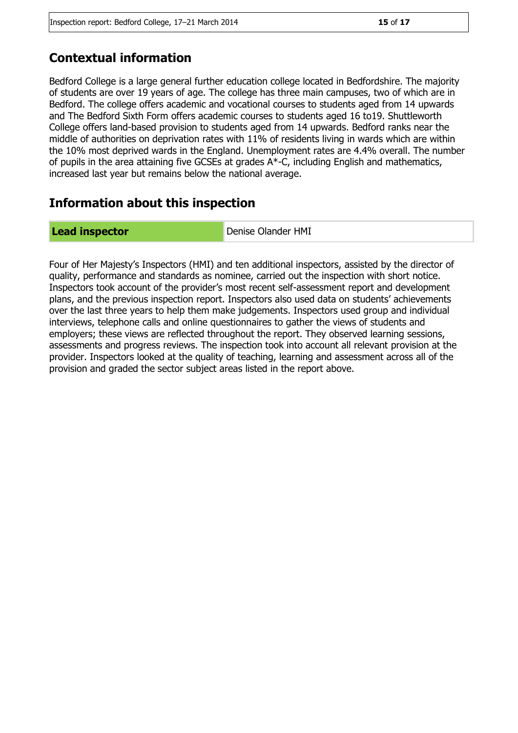## Contextual information

Bedford College is a large general further education college located in Bedfordshire. The majority of students are over 19 years of age. The college has three main campuses, two of which are in Bedford. The college offers academic and vocational courses to students aged from 14 upwards and The Bedford Sixth Form offers academic courses to students aged 16 to19. Shuttleworth College offers land-based provision to students aged from 14 upwards. Bedford ranks near the middle of authorities on deprivation rates with 11% of residents living in wards which are within the 10% most deprived wards in the England. Unemployment rates are 4.4% overall. The number of pupils in the area attaining five GCSEs at grades A*-C, including English and mathematics, increased last year but remains below the national average.

## Information about this inspection

| | |
|---|---|
| **Lead inspector** | Denise Olander HMI |

Four of Her Majesty's Inspectors (HMI) and ten additional inspectors, assisted by the director of quality, performance and standards as nominee, carried out the inspection with short notice. Inspectors took account of the provider's most recent self-assessment report and development plans, and the previous inspection report. Inspectors also used data on students' achievements over the last three years to help them make judgements. Inspectors used group and individual interviews, telephone calls and online questionnaires to gather the views of students and employers; these views are reflected throughout the report. They observed learning sessions, assessments and progress reviews. The inspection took into account all relevant provision at the provider. Inspectors looked at the quality of teaching, learning and assessment across all of the provision and graded the sector subject areas listed in the report above.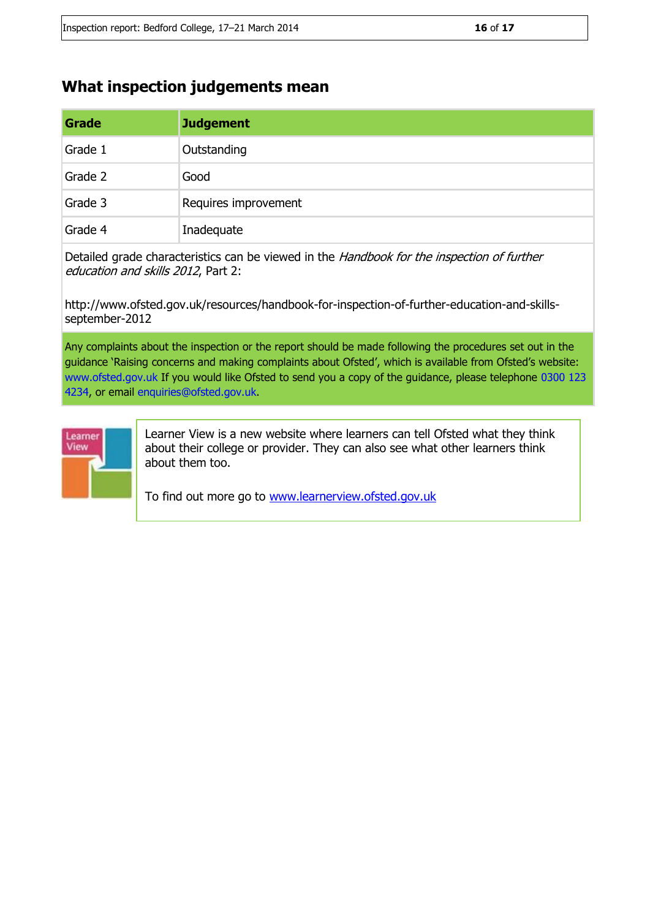## What inspection judgements mean

| Grade | Judgement |
|---|---|
| Grade 1 | Outstanding |
| Grade 2 | Good |
| Grade 3 | Requires improvement |
| Grade 4 | Inadequate |

Detailed grade characteristics can be viewed in the *Handbook for the inspection of further education and skills 2012*, Part 2:

http://www.ofsted.gov.uk/resources/handbook-for-inspection-of-further-education-and-skills-september-2012

Any complaints about the inspection or the report should be made following the procedures set out in the guidance 'Raising concerns and making complaints about Ofsted', which is available from Ofsted's website: www.ofsted.gov.uk If you would like Ofsted to send you a copy of the guidance, please telephone 0300 123 4234, or email enquiries@ofsted.gov.uk.

Learner View is a new website where learners can tell Ofsted what they think about their college or provider. They can also see what other learners think about them too.

To find out more go to www.learnerview.ofsted.gov.uk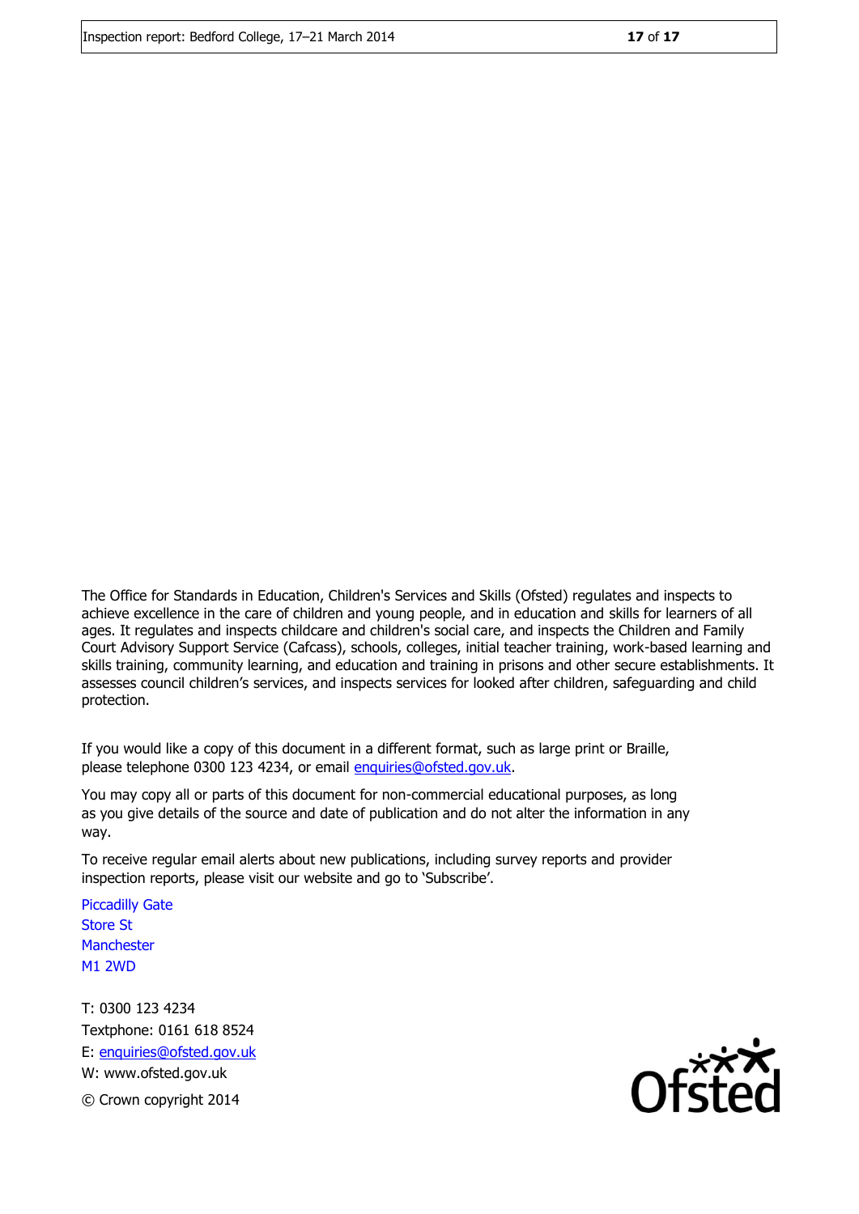The Office for Standards in Education, Children's Services and Skills (Ofsted) regulates and inspects to achieve excellence in the care of children and young people, and in education and skills for learners of all ages. It regulates and inspects childcare and children's social care, and inspects the Children and Family Court Advisory Support Service (Cafcass), schools, colleges, initial teacher training, work-based learning and skills training, community learning, and education and training in prisons and other secure establishments. It assesses council children's services, and inspects services for looked after children, safeguarding and child protection.

If you would like a copy of this document in a different format, such as large print or Braille, please telephone 0300 123 4234, or email enquiries@ofsted.gov.uk.

You may copy all or parts of this document for non-commercial educational purposes, as long as you give details of the source and date of publication and do not alter the information in any way.

To receive regular email alerts about new publications, including survey reports and provider inspection reports, please visit our website and go to 'Subscribe'.

Piccadilly Gate
Store St
Manchester
M1 2WD

T: 0300 123 4234
Textphone: 0161 618 8524
E: enquiries@ofsted.gov.uk
W: www.ofsted.gov.uk

© Crown copyright 2014